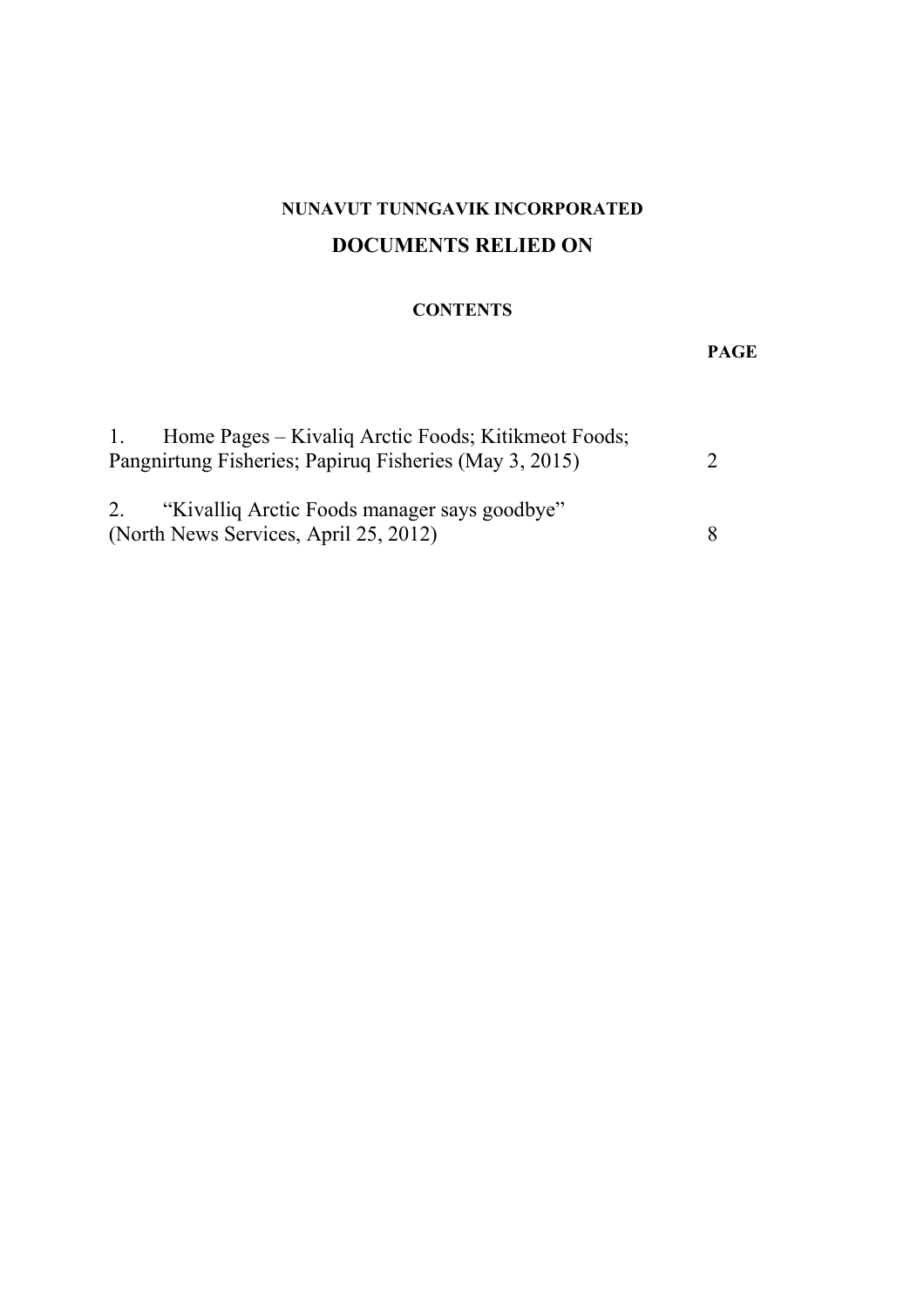**NUNAVUT TUNNGAVIK INCORPORATED**

## DOCUMENTS RELIED ON

**CONTENTS**

| | **PAGE** |
|---|---|
| 1. Home Pages – Kivaliq Arctic Foods; Kitikmeot Foods; Pangnirtung Fisheries; Papiruq Fisheries (May 3, 2015) | 2 |
| 2. “Kivalliq Arctic Foods manager says goodbye” (North News Services, April 25, 2012) | 8 |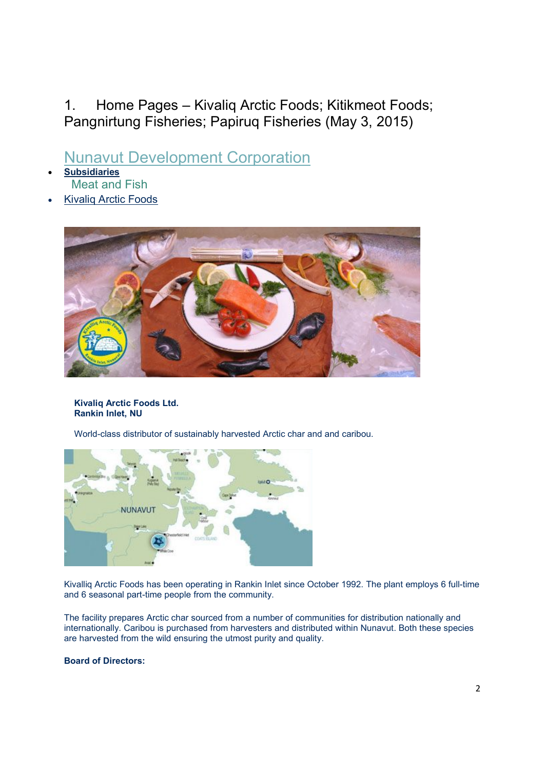1. Home Pages – Kivaliq Arctic Foods; Kitikmeot Foods; Pangnirtung Fisheries; Papiruq Fisheries (May 3, 2015)

# Nunavut Development Corporation

- **Subsidiaries**

  Meat and Fish

- Kivaliq Arctic Foods

**Kivaliq Arctic Foods Ltd.**
**Rankin Inlet, NU**

World-class distributor of sustainably harvested Arctic char and and caribou.

Kivalliq Arctic Foods has been operating in Rankin Inlet since October 1992. The plant employs 6 full-time and 6 seasonal part-time people from the community.

The facility prepares Arctic char sourced from a number of communities for distribution nationally and internationally. Caribou is purchased from harvesters and distributed within Nunavut. Both these species are harvested from the wild ensuring the utmost purity and quality.

**Board of Directors:**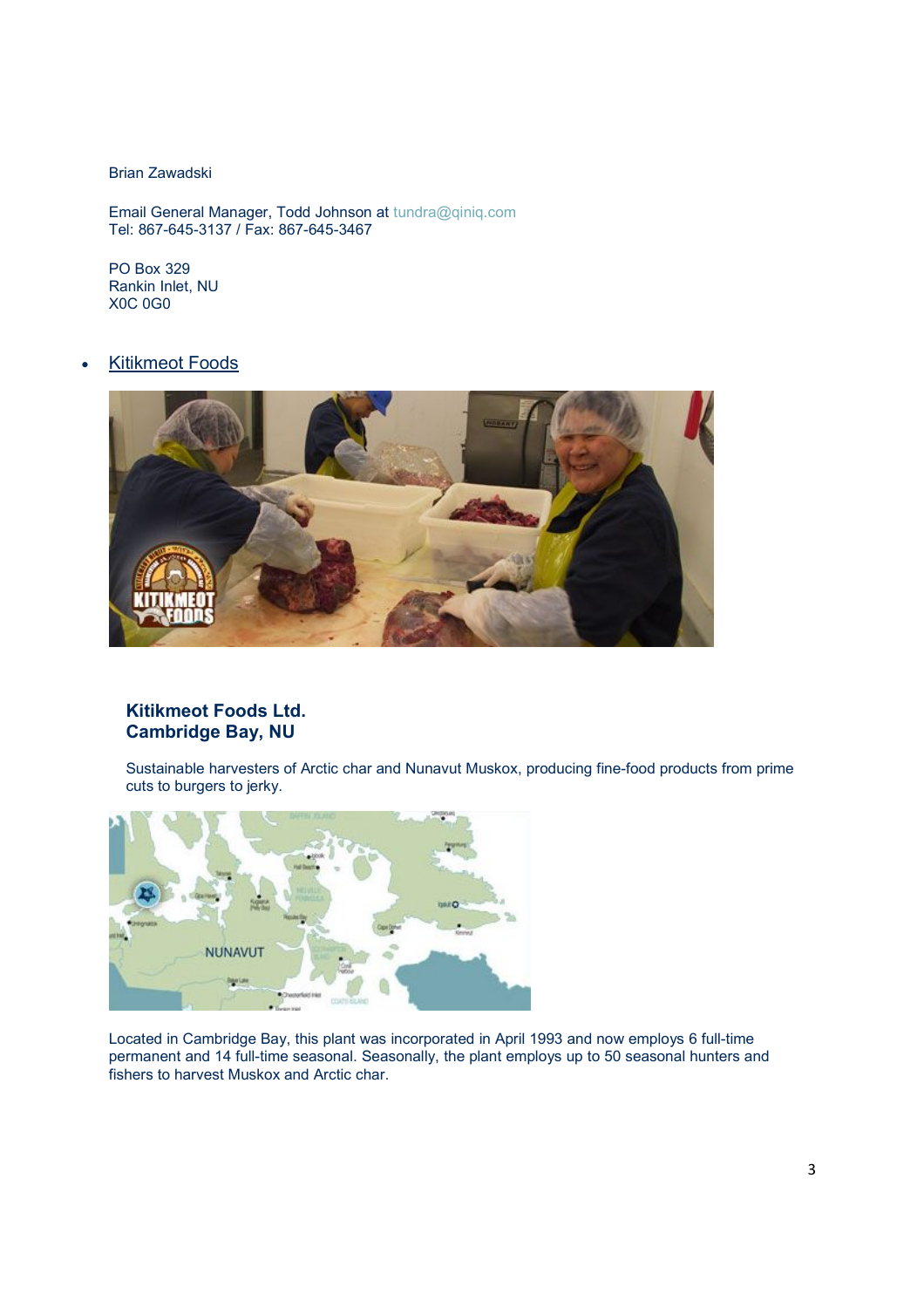Brian Zawadski

Email General Manager, Todd Johnson at tundra@qiniq.com
Tel: 867-645-3137 / Fax: 867-645-3467

PO Box 329
Rankin Inlet, NU
X0C 0G0

- Kitikmeot Foods

**Kitikmeot Foods Ltd.**
**Cambridge Bay, NU**

Sustainable harvesters of Arctic char and Nunavut Muskox, producing fine-food products from prime cuts to burgers to jerky.

Located in Cambridge Bay, this plant was incorporated in April 1993 and now employs 6 full-time permanent and 14 full-time seasonal. Seasonally, the plant employs up to 50 seasonal hunters and fishers to harvest Muskox and Arctic char.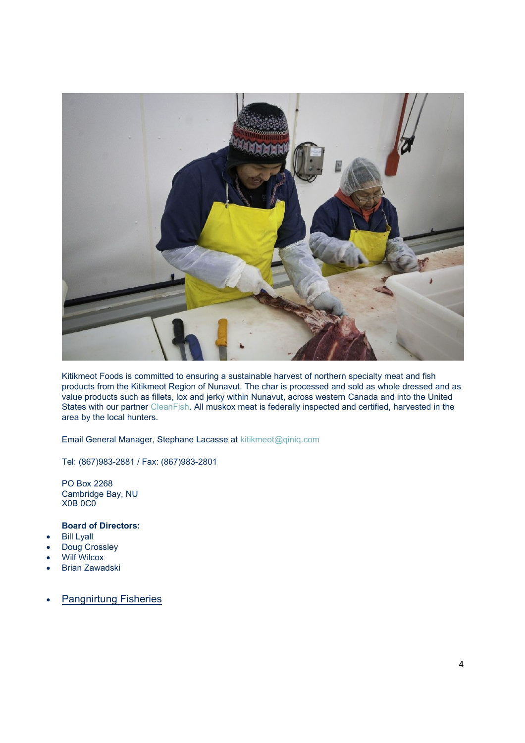Kitikmeot Foods is committed to ensuring a sustainable harvest of northern specialty meat and fish products from the Kitikmeot Region of Nunavut. The char is processed and sold as whole dressed and as value products such as fillets, lox and jerky within Nunavut, across western Canada and into the United States with our partner CleanFish. All muskox meat is federally inspected and certified, harvested in the area by the local hunters.

Email General Manager, Stephane Lacasse at kitikmeot@qiniq.com

Tel: (867)983-2881 / Fax: (867)983-2801

PO Box 2268
Cambridge Bay, NU
X0B 0C0

**Board of Directors:**

- Bill Lyall
- Doug Crossley
- Wilf Wilcox
- Brian Zawadski

- Pangnirtung Fisheries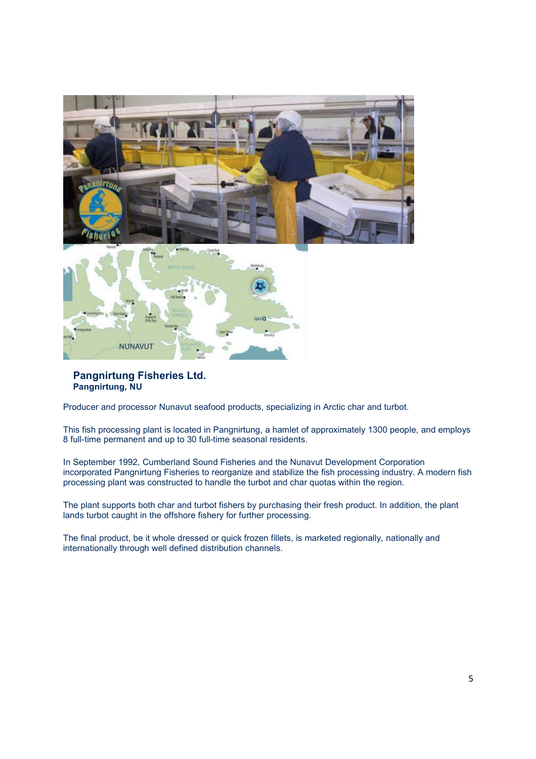## Pangnirtung Fisheries Ltd.

**Pangnirtung, NU**

Producer and processor Nunavut seafood products, specializing in Arctic char and turbot.

This fish processing plant is located in Pangnirtung, a hamlet of approximately 1300 people, and employs 8 full-time permanent and up to 30 full-time seasonal residents.

In September 1992, Cumberland Sound Fisheries and the Nunavut Development Corporation incorporated Pangnirtung Fisheries to reorganize and stabilize the fish processing industry. A modern fish processing plant was constructed to handle the turbot and char quotas within the region.

The plant supports both char and turbot fishers by purchasing their fresh product. In addition, the plant lands turbot caught in the offshore fishery for further processing.

The final product, be it whole dressed or quick frozen fillets, is marketed regionally, nationally and internationally through well defined distribution channels.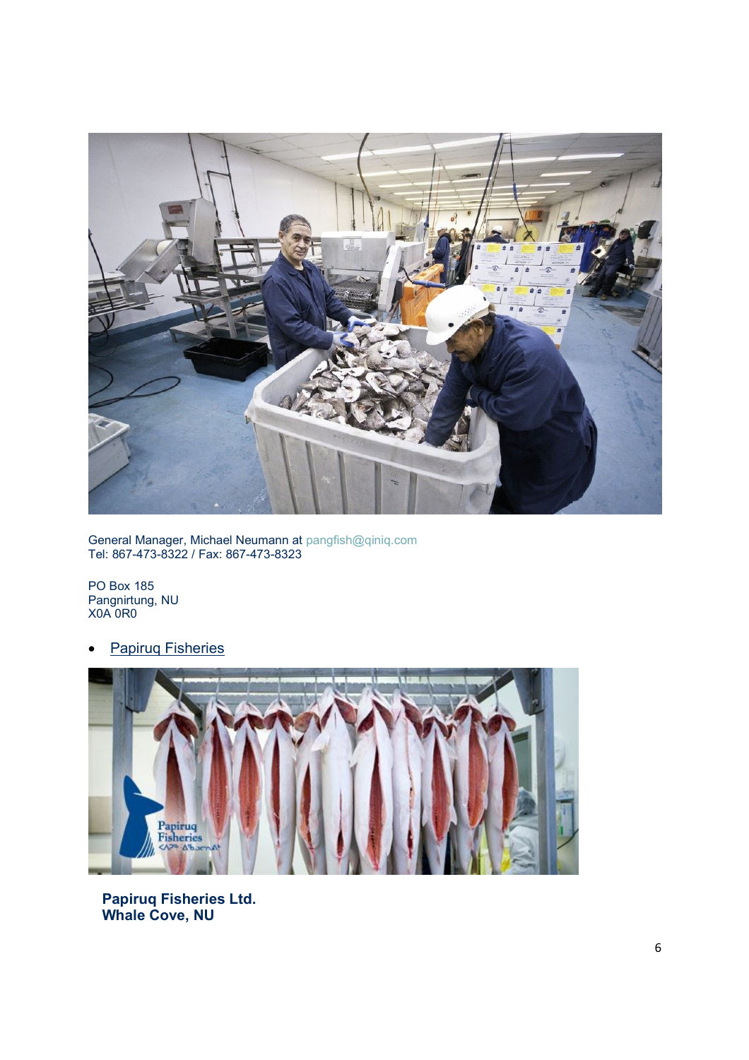General Manager, Michael Neumann at pangfish@qiniq.com
Tel: 867-473-8322 / Fax: 867-473-8323

PO Box 185
Pangnirtung, NU
X0A 0R0

- Papiruq Fisheries

**Papiruq Fisheries Ltd.**
**Whale Cove, NU**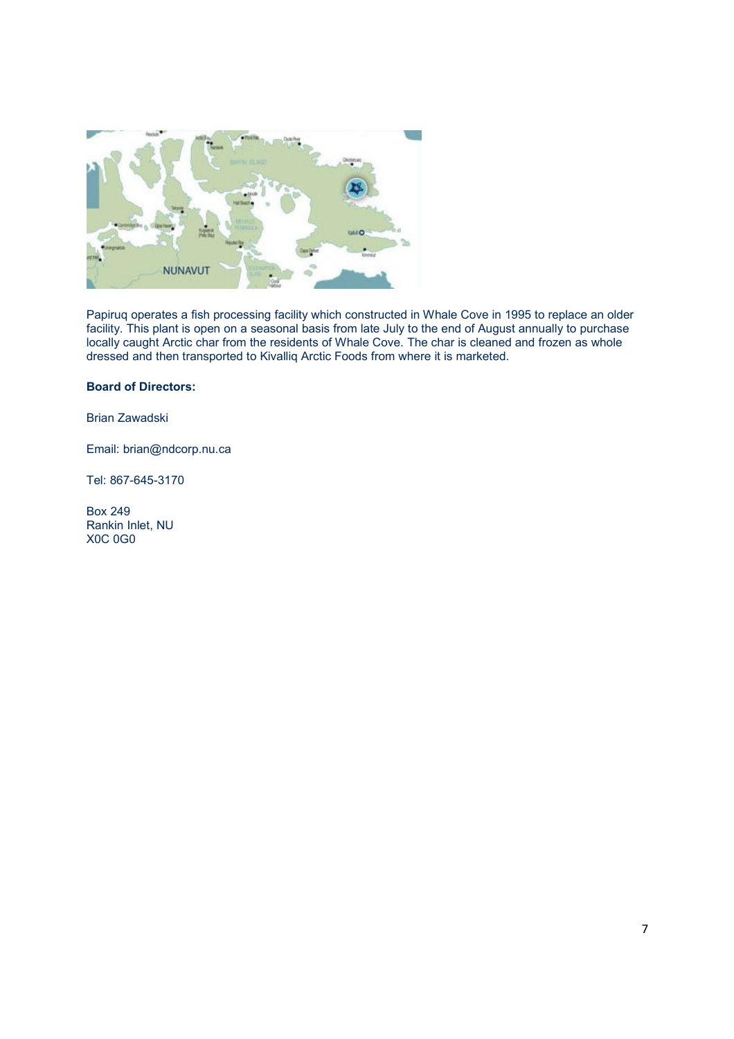Papiruq operates a fish processing facility which constructed in Whale Cove in 1995 to replace an older facility. This plant is open on a seasonal basis from late July to the end of August annually to purchase locally caught Arctic char from the residents of Whale Cove. The char is cleaned and frozen as whole dressed and then transported to Kivalliq Arctic Foods from where it is marketed.

**Board of Directors:**

Brian Zawadski

Email: brian@ndcorp.nu.ca

Tel: 867-645-3170

Box 249  
Rankin Inlet, NU  
X0C 0G0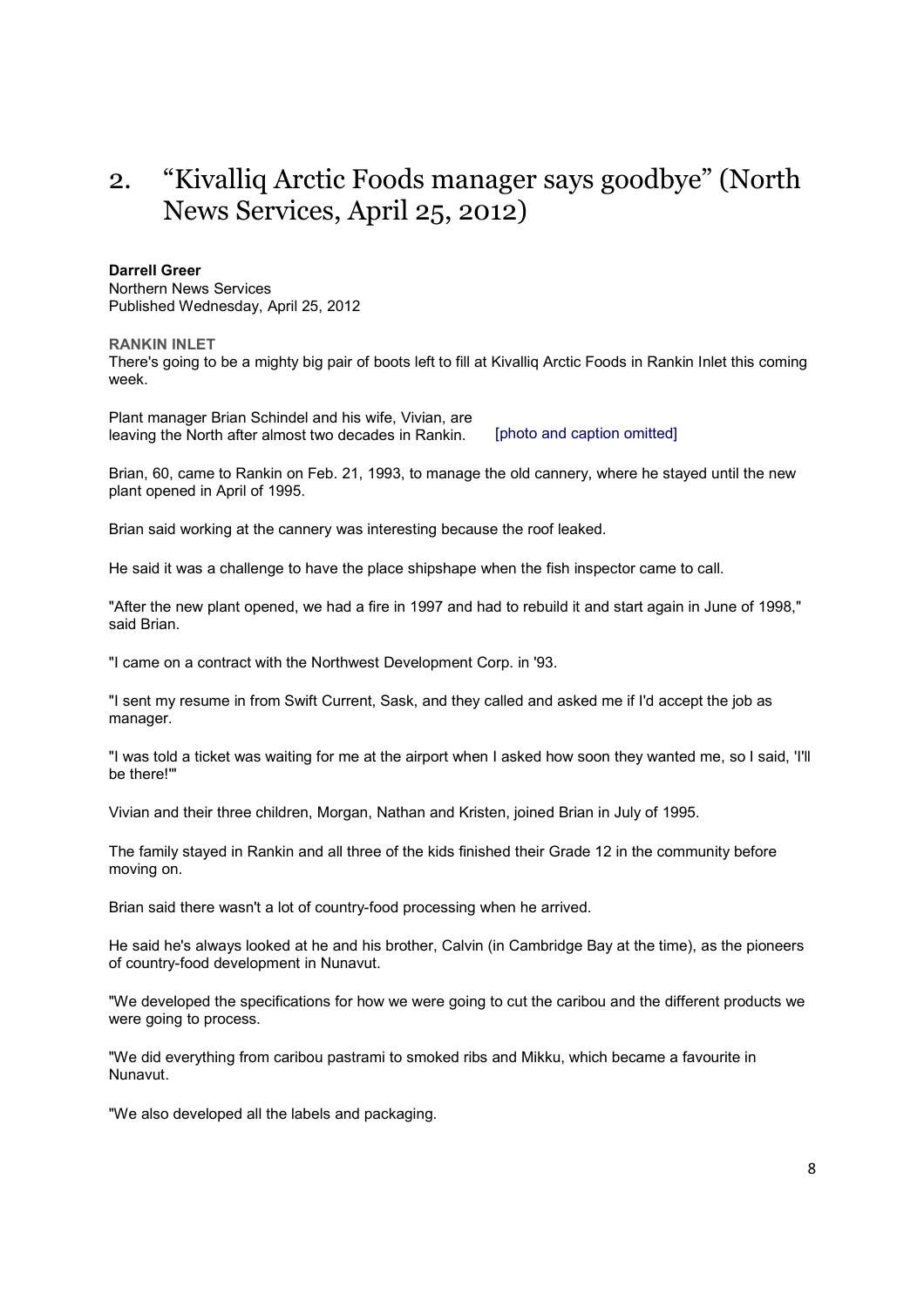## 2. "Kivalliq Arctic Foods manager says goodbye" (North News Services, April 25, 2012)

**Darrell Greer**
Northern News Services
Published Wednesday, April 25, 2012

**RANKIN INLET**
There's going to be a mighty big pair of boots left to fill at Kivalliq Arctic Foods in Rankin Inlet this coming week.

Plant manager Brian Schindel and his wife, Vivian, are leaving the North after almost two decades in Rankin.

[photo and caption omitted]

Brian, 60, came to Rankin on Feb. 21, 1993, to manage the old cannery, where he stayed until the new plant opened in April of 1995.

Brian said working at the cannery was interesting because the roof leaked.

He said it was a challenge to have the place shipshape when the fish inspector came to call.

"After the new plant opened, we had a fire in 1997 and had to rebuild it and start again in June of 1998," said Brian.

"I came on a contract with the Northwest Development Corp. in '93.

"I sent my resume in from Swift Current, Sask, and they called and asked me if I'd accept the job as manager.

"I was told a ticket was waiting for me at the airport when I asked how soon they wanted me, so I said, 'I'll be there!'"

Vivian and their three children, Morgan, Nathan and Kristen, joined Brian in July of 1995.

The family stayed in Rankin and all three of the kids finished their Grade 12 in the community before moving on.

Brian said there wasn't a lot of country-food processing when he arrived.

He said he's always looked at he and his brother, Calvin (in Cambridge Bay at the time), as the pioneers of country-food development in Nunavut.

"We developed the specifications for how we were going to cut the caribou and the different products we were going to process.

"We did everything from caribou pastrami to smoked ribs and Mikku, which became a favourite in Nunavut.

"We also developed all the labels and packaging.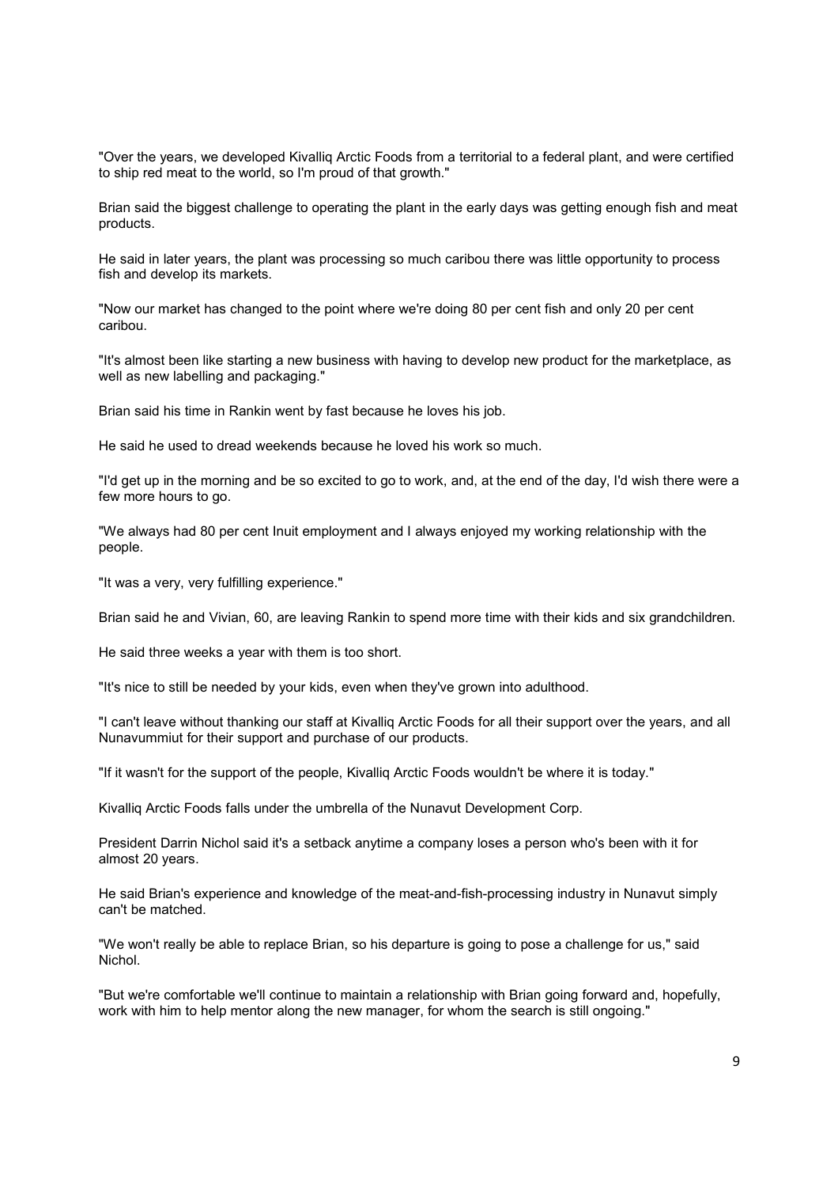"Over the years, we developed Kivalliq Arctic Foods from a territorial to a federal plant, and were certified to ship red meat to the world, so I'm proud of that growth."

Brian said the biggest challenge to operating the plant in the early days was getting enough fish and meat products.

He said in later years, the plant was processing so much caribou there was little opportunity to process fish and develop its markets.

"Now our market has changed to the point where we're doing 80 per cent fish and only 20 per cent caribou.

"It's almost been like starting a new business with having to develop new product for the marketplace, as well as new labelling and packaging."

Brian said his time in Rankin went by fast because he loves his job.

He said he used to dread weekends because he loved his work so much.

"I'd get up in the morning and be so excited to go to work, and, at the end of the day, I'd wish there were a few more hours to go.

"We always had 80 per cent Inuit employment and I always enjoyed my working relationship with the people.

"It was a very, very fulfilling experience."

Brian said he and Vivian, 60, are leaving Rankin to spend more time with their kids and six grandchildren.

He said three weeks a year with them is too short.

"It's nice to still be needed by your kids, even when they've grown into adulthood.

"I can't leave without thanking our staff at Kivalliq Arctic Foods for all their support over the years, and all Nunavummiut for their support and purchase of our products.

"If it wasn't for the support of the people, Kivalliq Arctic Foods wouldn't be where it is today."

Kivalliq Arctic Foods falls under the umbrella of the Nunavut Development Corp.

President Darrin Nichol said it's a setback anytime a company loses a person who's been with it for almost 20 years.

He said Brian's experience and knowledge of the meat-and-fish-processing industry in Nunavut simply can't be matched.

"We won't really be able to replace Brian, so his departure is going to pose a challenge for us," said Nichol.

"But we're comfortable we'll continue to maintain a relationship with Brian going forward and, hopefully, work with him to help mentor along the new manager, for whom the search is still ongoing."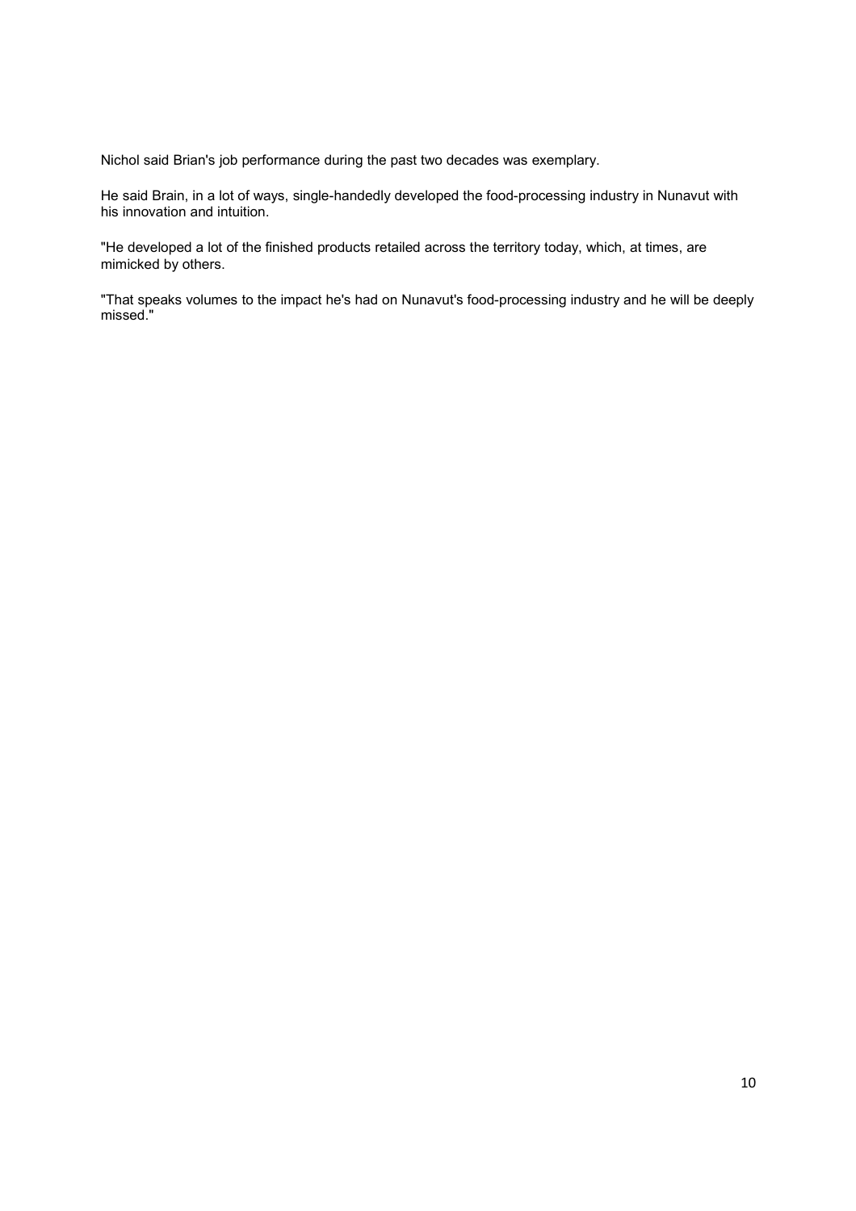Nichol said Brian's job performance during the past two decades was exemplary.

He said Brain, in a lot of ways, single-handedly developed the food-processing industry in Nunavut with his innovation and intuition.

"He developed a lot of the finished products retailed across the territory today, which, at times, are mimicked by others.

"That speaks volumes to the impact he's had on Nunavut's food-processing industry and he will be deeply missed."